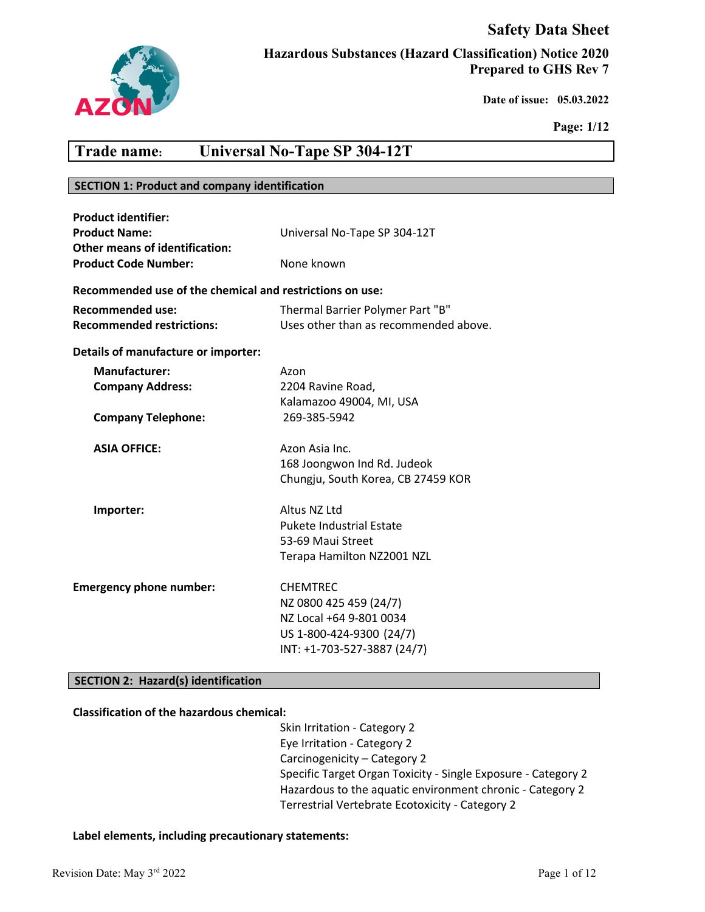# Safety Data Sheet

**Hazardous Substances (Hazard Classification) Notice 2020**
**Prepared to GHS Rev 7**

**Date of issue: 05.03.2022**

## Trade name: Universal No-Tape SP 304-12T

## SECTION 1: Product and company identification

**Product identifier:**

| | |
|---|---|
| **Product Name:** | Universal No-Tape SP 304-12T |
| **Other means of identification:** | |
| **Product Code Number:** | None known |

**Recommended use of the chemical and restrictions on use:**

| | |
|---|---|
| **Recommended use:** | Thermal Barrier Polymer Part "B" |
| **Recommended restrictions:** | Uses other than as recommended above. |

**Details of manufacture or importer:**

| | |
|---|---|
| **Manufacturer:** | Azon |
| **Company Address:** | 2204 Ravine Road, Kalamazoo 49004, MI, USA |
| **Company Telephone:** | 269-385-5942 |
| **ASIA OFFICE:** | Azon Asia Inc. 168 Joongwon Ind Rd. Judeok Chungju, South Korea, CB 27459 KOR |
| **Importer:** | Altus NZ Ltd Pukete Industrial Estate 53-69 Maui Street Terapa Hamilton NZ2001 NZL |

| | |
|---|---|
| **Emergency phone number:** | CHEMTREC<br>NZ 0800 425 459 (24/7)<br>NZ Local +64 9-801 0034<br>US 1-800-424-9300 (24/7)<br>INT: +1-703-527-3887 (24/7) |

## SECTION 2: Hazard(s) identification

**Classification of the hazardous chemical:**

- Skin Irritation - Category 2
- Eye Irritation - Category 2
- Carcinogenicity – Category 2
- Specific Target Organ Toxicity - Single Exposure - Category 2
- Hazardous to the aquatic environment chronic - Category 2
- Terrestrial Vertebrate Ecotoxicity - Category 2

**Label elements, including precautionary statements:**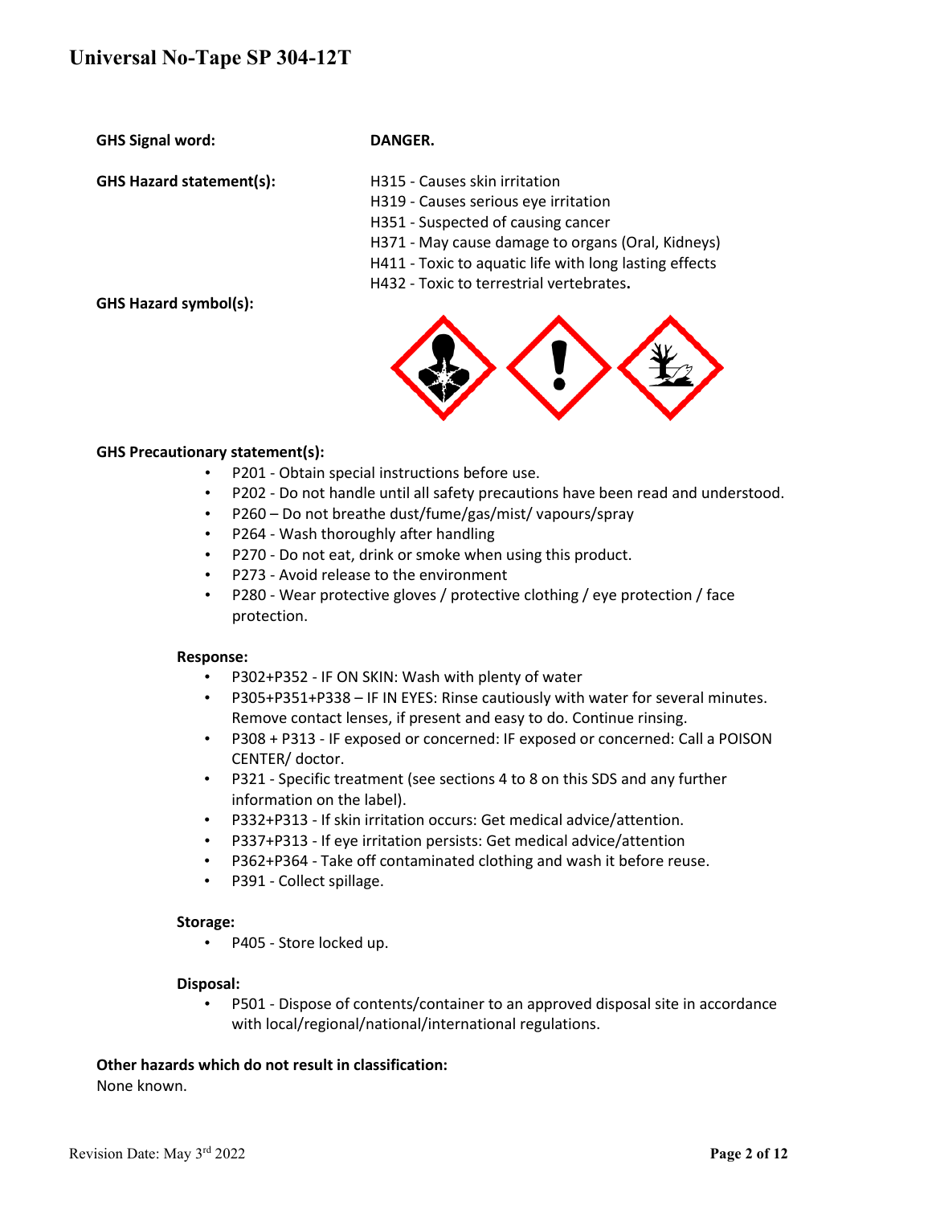**GHS Signal word:** DANGER.

**GHS Hazard statement(s):**

H315 - Causes skin irritation
H319 - Causes serious eye irritation
H351 - Suspected of causing cancer
H371 - May cause damage to organs (Oral, Kidneys)
H411 - Toxic to aquatic life with long lasting effects
H432 - Toxic to terrestrial vertebrates**.**

**GHS Hazard symbol(s):**

**GHS Precautionary statement(s):**

- P201 - Obtain special instructions before use.
- P202 - Do not handle until all safety precautions have been read and understood.
- P260 – Do not breathe dust/fume/gas/mist/ vapours/spray
- P264 - Wash thoroughly after handling
- P270 - Do not eat, drink or smoke when using this product.
- P273 - Avoid release to the environment
- P280 - Wear protective gloves / protective clothing / eye protection / face protection.

**Response:**

- P302+P352 - IF ON SKIN: Wash with plenty of water
- P305+P351+P338 – IF IN EYES: Rinse cautiously with water for several minutes. Remove contact lenses, if present and easy to do. Continue rinsing.
- P308 + P313 - IF exposed or concerned: IF exposed or concerned: Call a POISON CENTER/ doctor.
- P321 - Specific treatment (see sections 4 to 8 on this SDS and any further information on the label).
- P332+P313 - If skin irritation occurs: Get medical advice/attention.
- P337+P313 - If eye irritation persists: Get medical advice/attention
- P362+P364 - Take off contaminated clothing and wash it before reuse.
- P391 - Collect spillage.

**Storage:**

- P405 - Store locked up.

**Disposal:**

- P501 - Dispose of contents/container to an approved disposal site in accordance with local/regional/national/international regulations.

**Other hazards which do not result in classification:**

None known.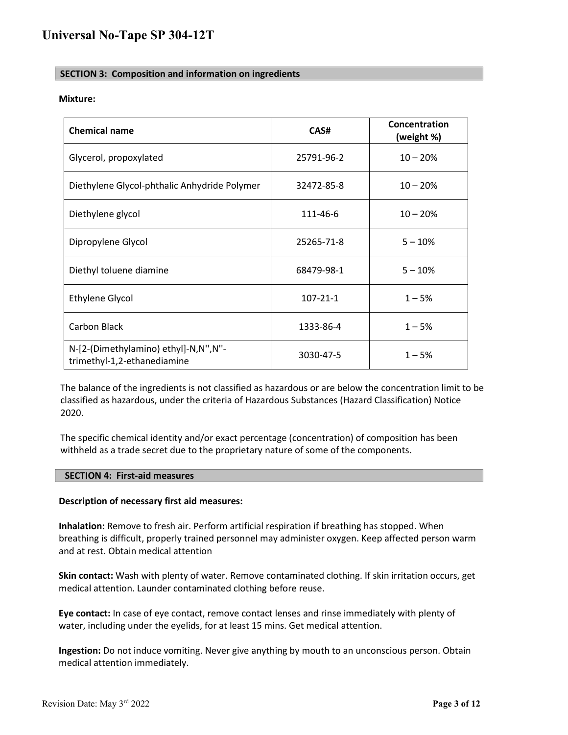## SECTION 3: Composition and information on ingredients

**Mixture:**

| Chemical name | CAS# | Concentration (weight %) |
|---|---|---|
| Glycerol, propoxylated | 25791-96-2 | 10 – 20% |
| Diethylene Glycol-phthalic Anhydride Polymer | 32472-85-8 | 10 – 20% |
| Diethylene glycol | 111-46-6 | 10 – 20% |
| Dipropylene Glycol | 25265-71-8 | 5 – 10% |
| Diethyl toluene diamine | 68479-98-1 | 5 – 10% |
| Ethylene Glycol | 107-21-1 | 1 – 5% |
| Carbon Black | 1333-86-4 | 1 – 5% |
| N-[2-(Dimethylamino) ethyl]-N,N'',N''-trimethyl-1,2-ethanediamine | 3030-47-5 | 1 – 5% |

The balance of the ingredients is not classified as hazardous or are below the concentration limit to be classified as hazardous, under the criteria of Hazardous Substances (Hazard Classification) Notice 2020.

The specific chemical identity and/or exact percentage (concentration) of composition has been withheld as a trade secret due to the proprietary nature of some of the components.

## SECTION 4: First-aid measures

**Description of necessary first aid measures:**

**Inhalation:** Remove to fresh air. Perform artificial respiration if breathing has stopped. When breathing is difficult, properly trained personnel may administer oxygen. Keep affected person warm and at rest. Obtain medical attention

**Skin contact:** Wash with plenty of water. Remove contaminated clothing. If skin irritation occurs, get medical attention. Launder contaminated clothing before reuse.

**Eye contact:** In case of eye contact, remove contact lenses and rinse immediately with plenty of water, including under the eyelids, for at least 15 mins. Get medical attention.

**Ingestion:** Do not induce vomiting. Never give anything by mouth to an unconscious person. Obtain medical attention immediately.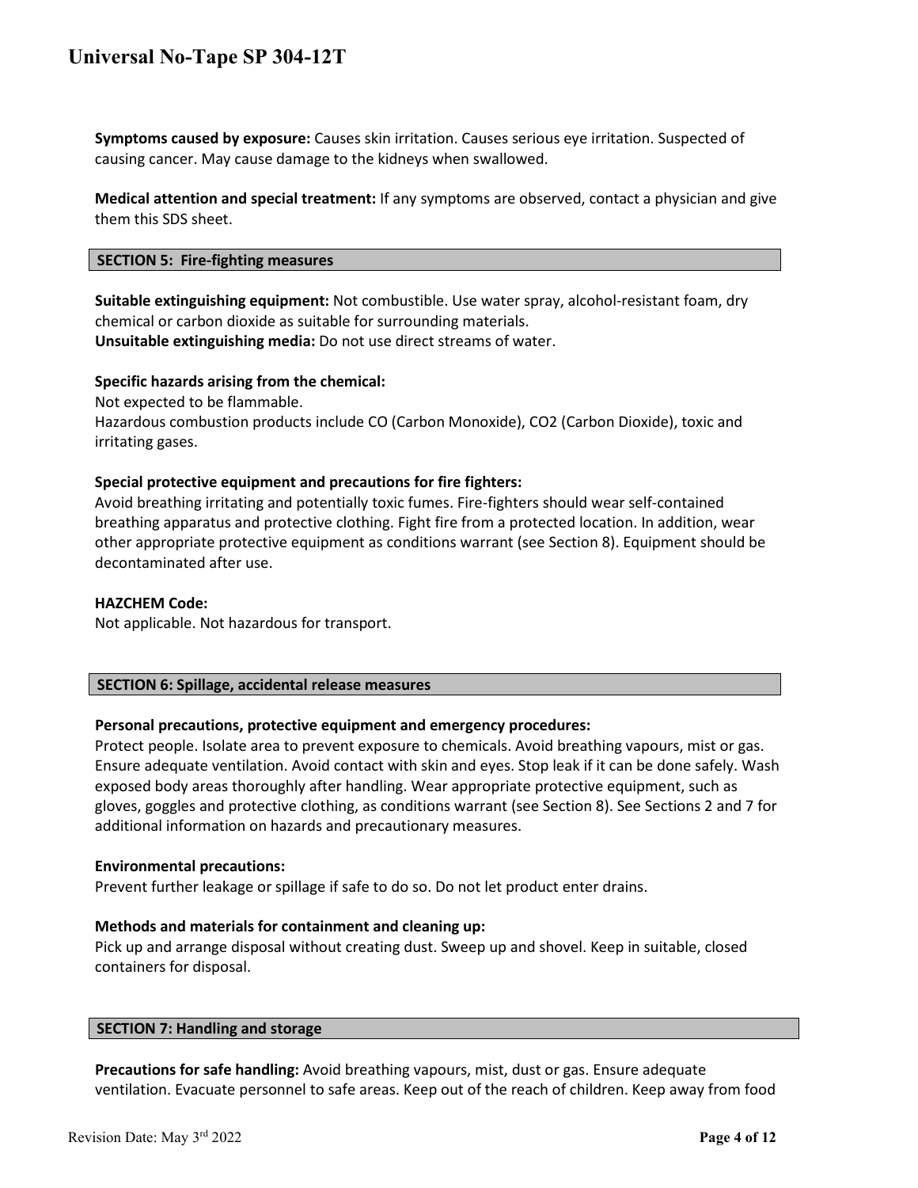**Symptoms caused by exposure:** Causes skin irritation. Causes serious eye irritation. Suspected of causing cancer. May cause damage to the kidneys when swallowed.

**Medical attention and special treatment:** If any symptoms are observed, contact a physician and give them this SDS sheet.

## SECTION 5: Fire-fighting measures

**Suitable extinguishing equipment:** Not combustible. Use water spray, alcohol-resistant foam, dry chemical or carbon dioxide as suitable for surrounding materials.
**Unsuitable extinguishing media:** Do not use direct streams of water.

**Specific hazards arising from the chemical:**
Not expected to be flammable.
Hazardous combustion products include CO (Carbon Monoxide), $CO_2$ (Carbon Dioxide), toxic and irritating gases.

**Special protective equipment and precautions for fire fighters:**
Avoid breathing irritating and potentially toxic fumes. Fire-fighters should wear self-contained breathing apparatus and protective clothing. Fight fire from a protected location. In addition, wear other appropriate protective equipment as conditions warrant (see Section 8). Equipment should be decontaminated after use.

**HAZCHEM Code:**
Not applicable. Not hazardous for transport.

## SECTION 6: Spillage, accidental release measures

**Personal precautions, protective equipment and emergency procedures:**
Protect people. Isolate area to prevent exposure to chemicals. Avoid breathing vapours, mist or gas. Ensure adequate ventilation. Avoid contact with skin and eyes. Stop leak if it can be done safely. Wash exposed body areas thoroughly after handling. Wear appropriate protective equipment, such as gloves, goggles and protective clothing, as conditions warrant (see Section 8). See Sections 2 and 7 for additional information on hazards and precautionary measures.

**Environmental precautions:**
Prevent further leakage or spillage if safe to do so. Do not let product enter drains.

**Methods and materials for containment and cleaning up:**
Pick up and arrange disposal without creating dust. Sweep up and shovel. Keep in suitable, closed containers for disposal.

## SECTION 7: Handling and storage

**Precautions for safe handling:** Avoid breathing vapours, mist, dust or gas. Ensure adequate ventilation. Evacuate personnel to safe areas. Keep out of the reach of children. Keep away from food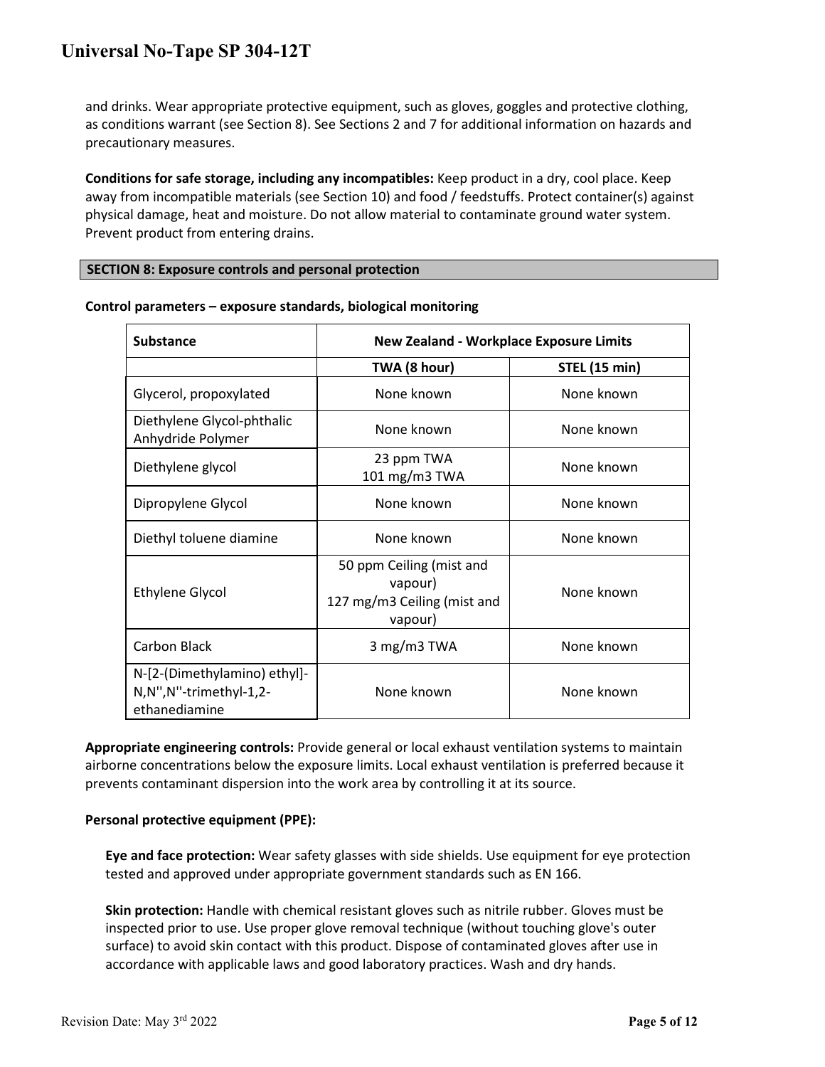and drinks. Wear appropriate protective equipment, such as gloves, goggles and protective clothing, as conditions warrant (see Section 8). See Sections 2 and 7 for additional information on hazards and precautionary measures.

**Conditions for safe storage, including any incompatibles:** Keep product in a dry, cool place. Keep away from incompatible materials (see Section 10) and food / feedstuffs. Protect container(s) against physical damage, heat and moisture. Do not allow material to contaminate ground water system. Prevent product from entering drains.

## SECTION 8: Exposure controls and personal protection

**Control parameters – exposure standards, biological monitoring**

| Substance | New Zealand - Workplace Exposure Limits | |
|---|---|---|
| | **TWA (8 hour)** | **STEL (15 min)** |
| Glycerol, propoxylated | None known | None known |
| Diethylene Glycol-phthalic Anhydride Polymer | None known | None known |
| Diethylene glycol | 23 ppm TWA<br>101 mg/m3 TWA | None known |
| Dipropylene Glycol | None known | None known |
| Diethyl toluene diamine | None known | None known |
| Ethylene Glycol | 50 ppm Ceiling (mist and vapour)<br>127 mg/m3 Ceiling (mist and vapour) | None known |
| Carbon Black | 3 mg/m3 TWA | None known |
| N-[2-(Dimethylamino) ethyl]-N,N'',N''-trimethyl-1,2-ethanediamine | None known | None known |

**Appropriate engineering controls:** Provide general or local exhaust ventilation systems to maintain airborne concentrations below the exposure limits. Local exhaust ventilation is preferred because it prevents contaminant dispersion into the work area by controlling it at its source.

**Personal protective equipment (PPE):**

**Eye and face protection:** Wear safety glasses with side shields. Use equipment for eye protection tested and approved under appropriate government standards such as EN 166.

**Skin protection:** Handle with chemical resistant gloves such as nitrile rubber. Gloves must be inspected prior to use. Use proper glove removal technique (without touching glove's outer surface) to avoid skin contact with this product. Dispose of contaminated gloves after use in accordance with applicable laws and good laboratory practices. Wash and dry hands.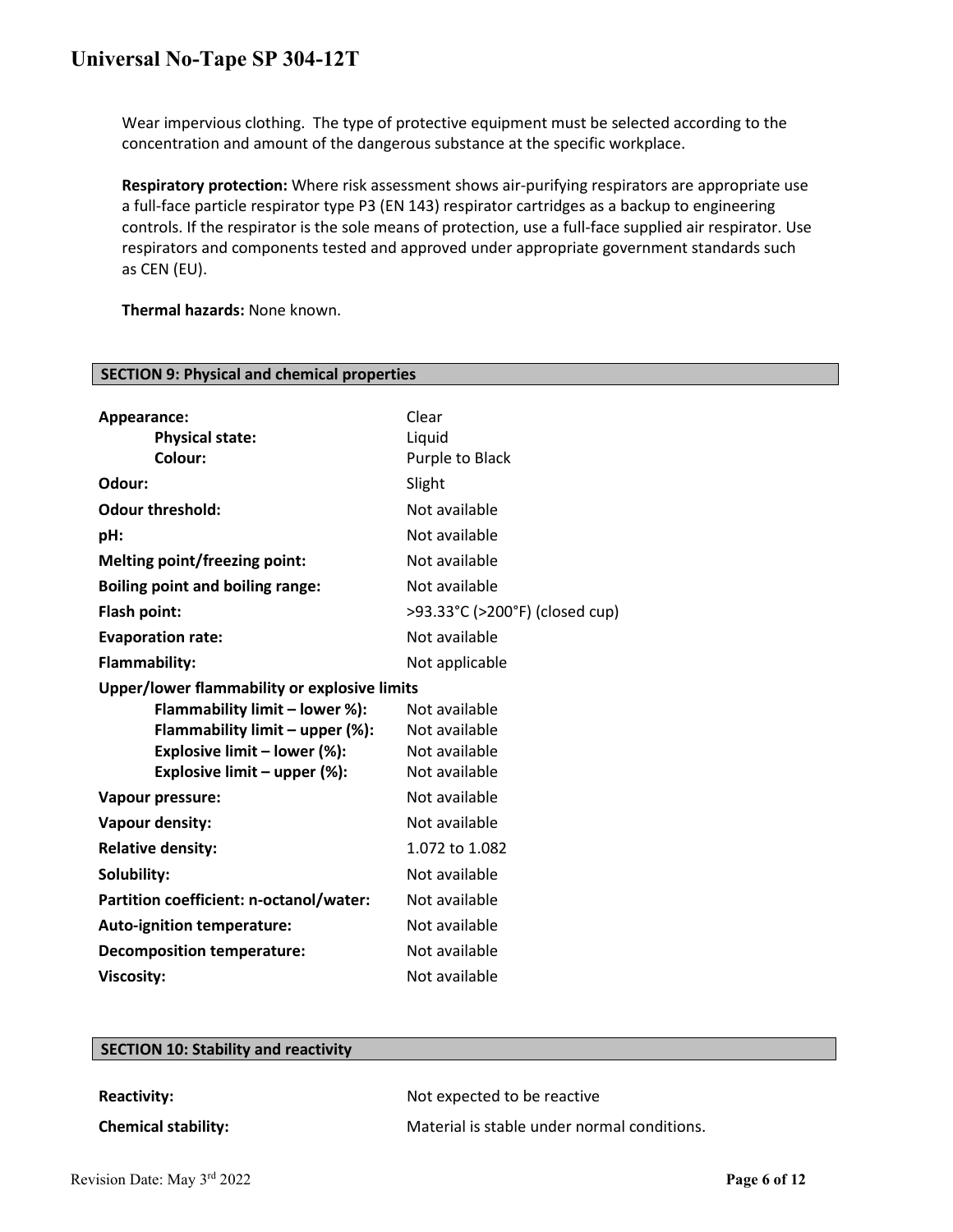Wear impervious clothing. The type of protective equipment must be selected according to the concentration and amount of the dangerous substance at the specific workplace.

**Respiratory protection:** Where risk assessment shows air-purifying respirators are appropriate use a full-face particle respirator type P3 (EN 143) respirator cartridges as a backup to engineering controls. If the respirator is the sole means of protection, use a full-face supplied air respirator. Use respirators and components tested and approved under appropriate government standards such as CEN (EU).

**Thermal hazards:** None known.

## SECTION 9: Physical and chemical properties

| | |
|---|---|
| **Appearance:** | Clear |
| **Physical state:** | Liquid |
| **Colour:** | Purple to Black |
| **Odour:** | Slight |
| **Odour threshold:** | Not available |
| **pH:** | Not available |
| **Melting point/freezing point:** | Not available |
| **Boiling point and boiling range:** | Not available |
| **Flash point:** | >93.33°C (>200°F) (closed cup) |
| **Evaporation rate:** | Not available |
| **Flammability:** | Not applicable |
| **Upper/lower flammability or explosive limits** | |
| **Flammability limit – lower %):** | Not available |
| **Flammability limit – upper (%):** | Not available |
| **Explosive limit – lower (%):** | Not available |
| **Explosive limit – upper (%):** | Not available |
| **Vapour pressure:** | Not available |
| **Vapour density:** | Not available |
| **Relative density:** | 1.072 to 1.082 |
| **Solubility:** | Not available |
| **Partition coefficient: n-octanol/water:** | Not available |
| **Auto-ignition temperature:** | Not available |
| **Decomposition temperature:** | Not available |
| **Viscosity:** | Not available |

## SECTION 10: Stability and reactivity

| | |
|---|---|
| **Reactivity:** | Not expected to be reactive |
| **Chemical stability:** | Material is stable under normal conditions. |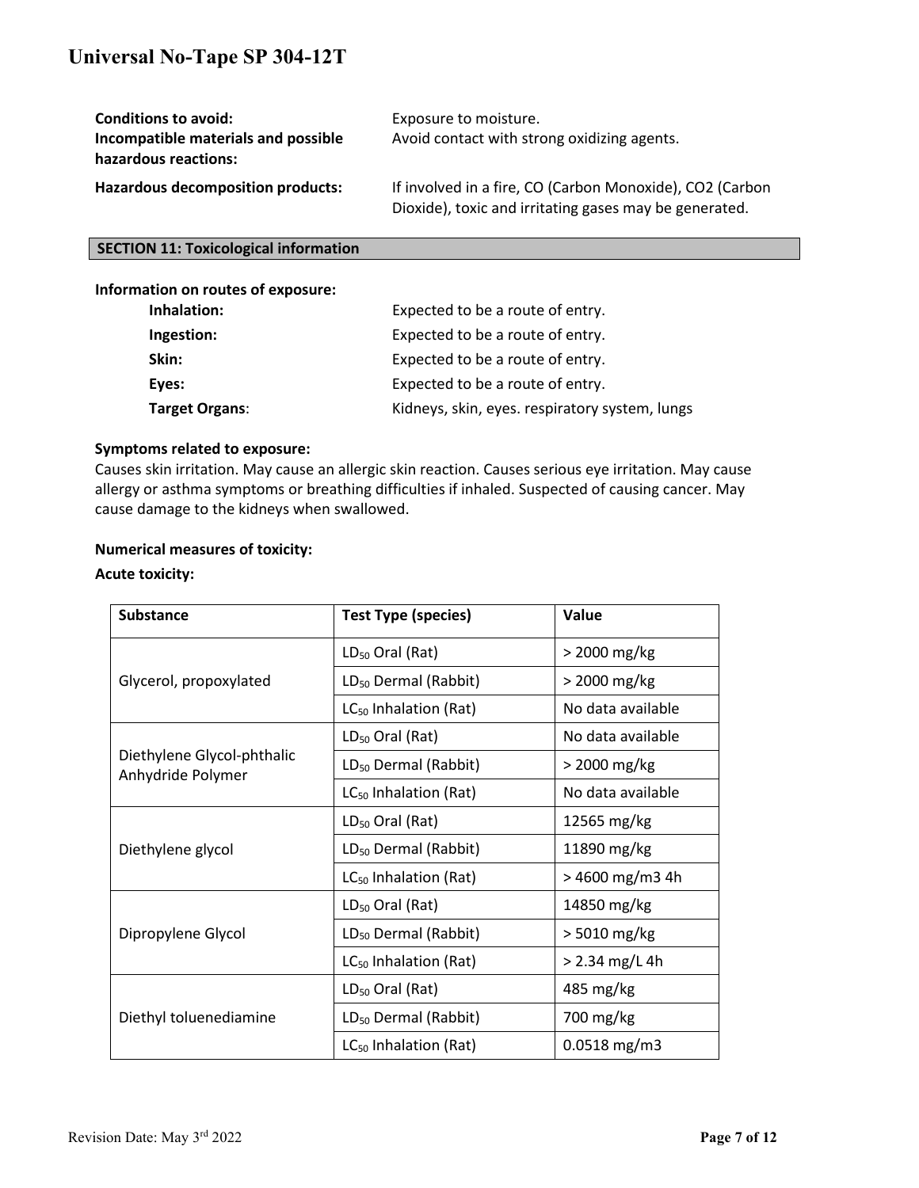**Conditions to avoid:** Exposure to moisture.

**Incompatible materials and possible hazardous reactions:** Avoid contact with strong oxidizing agents.

**Hazardous decomposition products:** If involved in a fire, CO (Carbon Monoxide), $CO_2$ (Carbon Dioxide), toxic and irritating gases may be generated.

## SECTION 11: Toxicological information

**Information on routes of exposure:**

**Inhalation:** Expected to be a route of entry.

**Ingestion:** Expected to be a route of entry.

**Skin:** Expected to be a route of entry.

**Eyes:** Expected to be a route of entry.

**Target Organs**: Kidneys, skin, eyes. respiratory system, lungs

**Symptoms related to exposure:**

Causes skin irritation. May cause an allergic skin reaction. Causes serious eye irritation. May cause allergy or asthma symptoms or breathing difficulties if inhaled. Suspected of causing cancer. May cause damage to the kidneys when swallowed.

**Numerical measures of toxicity:**

**Acute toxicity:**

| Substance | Test Type (species) | Value |
|---|---|---|
| Glycerol, propoxylated | $LD_{50}$ Oral (Rat) | > 2000 mg/kg |
| | $LD_{50}$ Dermal (Rabbit) | > 2000 mg/kg |
| | $LC_{50}$ Inhalation (Rat) | No data available |
| Diethylene Glycol-phthalic Anhydride Polymer | $LD_{50}$ Oral (Rat) | No data available |
| | $LD_{50}$ Dermal (Rabbit) | > 2000 mg/kg |
| | $LC_{50}$ Inhalation (Rat) | No data available |
| Diethylene glycol | $LD_{50}$ Oral (Rat) | 12565 mg/kg |
| | $LD_{50}$ Dermal (Rabbit) | 11890 mg/kg |
| | $LC_{50}$ Inhalation (Rat) | > 4600 mg/m3 4h |
| Dipropylene Glycol | $LD_{50}$ Oral (Rat) | 14850 mg/kg |
| | $LD_{50}$ Dermal (Rabbit) | > 5010 mg/kg |
| | $LC_{50}$ Inhalation (Rat) | > 2.34 mg/L 4h |
| Diethyl toluenediamine | $LD_{50}$ Oral (Rat) | 485 mg/kg |
| | $LD_{50}$ Dermal (Rabbit) | 700 mg/kg |
| | $LC_{50}$ Inhalation (Rat) | 0.0518 mg/m3 |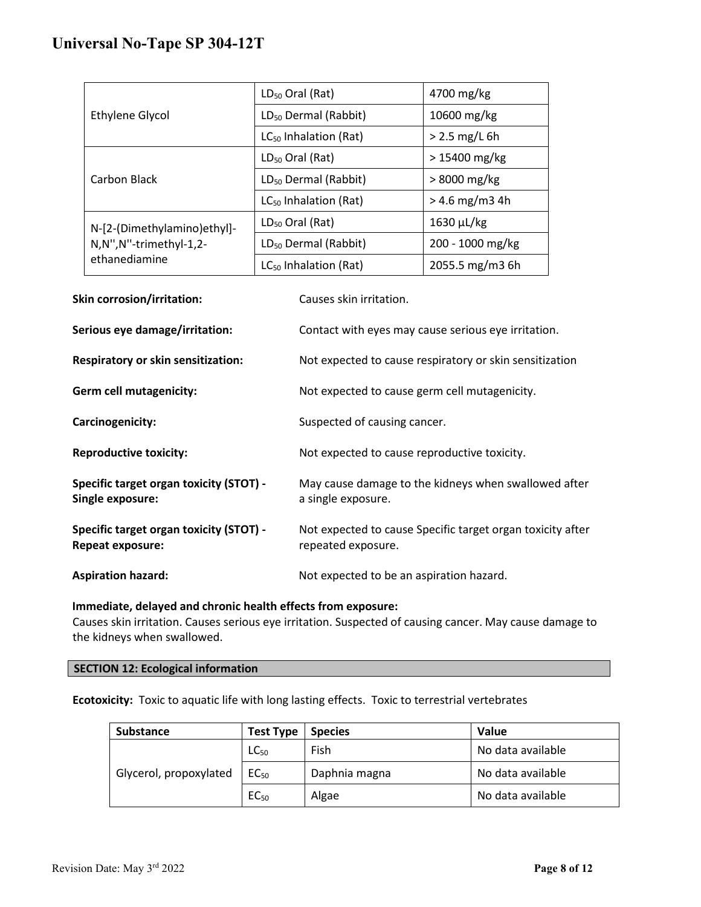| | | |
|---|---|---|
| Ethylene Glycol | $LD_{50}$ Oral (Rat) | 4700 mg/kg |
| | $LD_{50}$ Dermal (Rabbit) | 10600 mg/kg |
| | $LC_{50}$ Inhalation (Rat) | > 2.5 mg/L 6h |
| Carbon Black | $LD_{50}$ Oral (Rat) | > 15400 mg/kg |
| | $LD_{50}$ Dermal (Rabbit) | > 8000 mg/kg |
| | $LC_{50}$ Inhalation (Rat) | > 4.6 mg/m3 4h |
| N-[2-(Dimethylamino)ethyl]-N,N'',N''-trimethyl-1,2-ethanediamine | $LD_{50}$ Oral (Rat) | 1630 µL/kg |
| | $LD_{50}$ Dermal (Rabbit) | 200 - 1000 mg/kg |
| | $LC_{50}$ Inhalation (Rat) | 2055.5 mg/m3 6h |

**Skin corrosion/irritation:** Causes skin irritation.

**Serious eye damage/irritation:** Contact with eyes may cause serious eye irritation.

**Respiratory or skin sensitization:** Not expected to cause respiratory or skin sensitization

**Germ cell mutagenicity:** Not expected to cause germ cell mutagenicity.

**Carcinogenicity:** Suspected of causing cancer.

**Reproductive toxicity:** Not expected to cause reproductive toxicity.

**Specific target organ toxicity (STOT) - Single exposure:** May cause damage to the kidneys when swallowed after a single exposure.

**Specific target organ toxicity (STOT) - Repeat exposure:** Not expected to cause Specific target organ toxicity after repeated exposure.

**Aspiration hazard:** Not expected to be an aspiration hazard.

**Immediate, delayed and chronic health effects from exposure:**
Causes skin irritation. Causes serious eye irritation. Suspected of causing cancer. May cause damage to the kidneys when swallowed.

## SECTION 12: Ecological information

**Ecotoxicity:** Toxic to aquatic life with long lasting effects. Toxic to terrestrial vertebrates

| Substance | Test Type | Species | Value |
|---|---|---|---|
| Glycerol, propoxylated | $LC_{50}$ | Fish | No data available |
| | $EC_{50}$ | Daphnia magna | No data available |
| | $EC_{50}$ | Algae | No data available |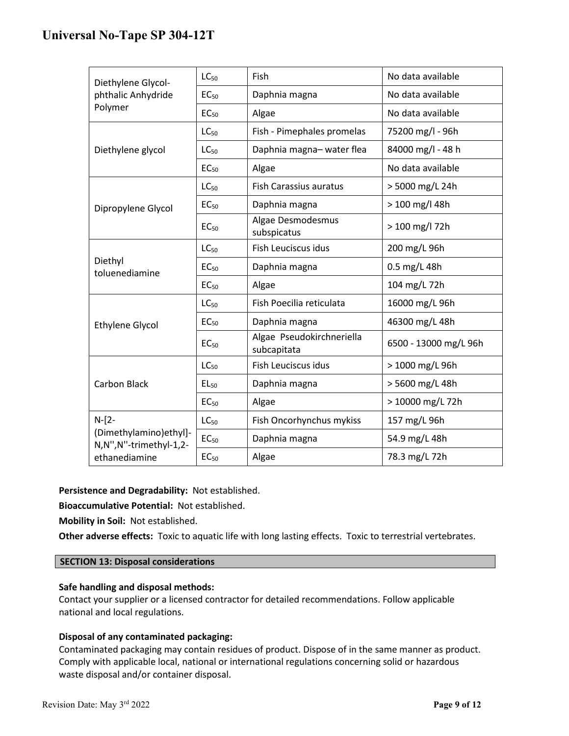| | | | |
|---|---|---|---|
| Diethylene Glycol-phthalic Anhydride Polymer | $LC_{50}$ | Fish | No data available |
| | $EC_{50}$ | Daphnia magna | No data available |
| | $EC_{50}$ | Algae | No data available |
| Diethylene glycol | $LC_{50}$ | Fish - Pimephales promelas | 75200 mg/l - 96h |
| | $LC_{50}$ | Daphnia magna– water flea | 84000 mg/l - 48 h |
| | $EC_{50}$ | Algae | No data available |
| Dipropylene Glycol | $LC_{50}$ | Fish Carassius auratus | > 5000 mg/L 24h |
| | $EC_{50}$ | Daphnia magna | > 100 mg/l 48h |
| | $EC_{50}$ | Algae Desmodesmus subspicatus | > 100 mg/l 72h |
| Diethyl toluenediamine | $LC_{50}$ | Fish Leuciscus idus | 200 mg/L 96h |
| | $EC_{50}$ | Daphnia magna | 0.5 mg/L 48h |
| | $EC_{50}$ | Algae | 104 mg/L 72h |
| Ethylene Glycol | $LC_{50}$ | Fish Poecilia reticulata | 16000 mg/L 96h |
| | $EC_{50}$ | Daphnia magna | 46300 mg/L 48h |
| | $EC_{50}$ | Algae Pseudokirchneriella subcapitata | 6500 - 13000 mg/L 96h |
| Carbon Black | $LC_{50}$ | Fish Leuciscus idus | > 1000 mg/L 96h |
| | $EL_{50}$ | Daphnia magna | > 5600 mg/L 48h |
| | $EC_{50}$ | Algae | > 10000 mg/L 72h |
| N-[2-(Dimethylamino)ethyl]-N,N'',N''-trimethyl-1,2-ethanediamine | $LC_{50}$ | Fish Oncorhynchus mykiss | 157 mg/L 96h |
| | $EC_{50}$ | Daphnia magna | 54.9 mg/L 48h |
| | $EC_{50}$ | Algae | 78.3 mg/L 72h |

**Persistence and Degradability:** Not established.

**Bioaccumulative Potential:** Not established.

**Mobility in Soil:** Not established.

**Other adverse effects:** Toxic to aquatic life with long lasting effects. Toxic to terrestrial vertebrates.

## SECTION 13: Disposal considerations

**Safe handling and disposal methods:**
Contact your supplier or a licensed contractor for detailed recommendations. Follow applicable national and local regulations.

**Disposal of any contaminated packaging:**
Contaminated packaging may contain residues of product. Dispose of in the same manner as product. Comply with applicable local, national or international regulations concerning solid or hazardous waste disposal and/or container disposal.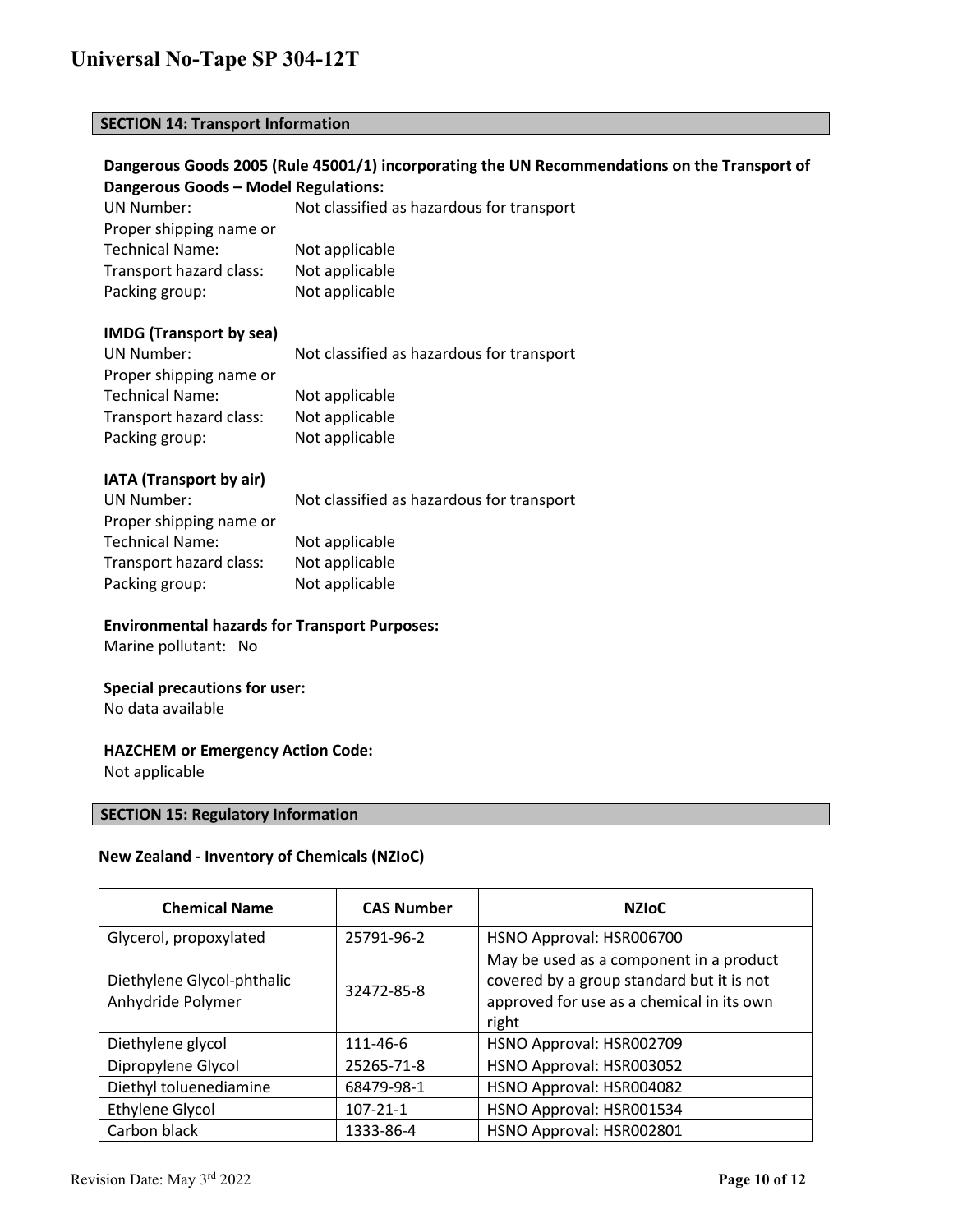## SECTION 14: Transport Information

**Dangerous Goods 2005 (Rule 45001/1) incorporating the UN Recommendations on the Transport of Dangerous Goods – Model Regulations:**

UN Number: Not classified as hazardous for transport
Proper shipping name or Technical Name: Not applicable
Transport hazard class: Not applicable
Packing group: Not applicable

**IMDG (Transport by sea)**

UN Number: Not classified as hazardous for transport
Proper shipping name or Technical Name: Not applicable
Transport hazard class: Not applicable
Packing group: Not applicable

**IATA (Transport by air)**

UN Number: Not classified as hazardous for transport
Proper shipping name or Technical Name: Not applicable
Transport hazard class: Not applicable
Packing group: Not applicable

**Environmental hazards for Transport Purposes:**
Marine pollutant: No

**Special precautions for user:**
No data available

**HAZCHEM or Emergency Action Code:**
Not applicable

## SECTION 15: Regulatory Information

**New Zealand - Inventory of Chemicals (NZIoC)**

| Chemical Name | CAS Number | NZIoC |
|---|---|---|
| Glycerol, propoxylated | 25791-96-2 | HSNO Approval: HSR006700 |
| Diethylene Glycol-phthalic Anhydride Polymer | 32472-85-8 | May be used as a component in a product covered by a group standard but it is not approved for use as a chemical in its own right |
| Diethylene glycol | 111-46-6 | HSNO Approval: HSR002709 |
| Dipropylene Glycol | 25265-71-8 | HSNO Approval: HSR003052 |
| Diethyl toluenediamine | 68479-98-1 | HSNO Approval: HSR004082 |
| Ethylene Glycol | 107-21-1 | HSNO Approval: HSR001534 |
| Carbon black | 1333-86-4 | HSNO Approval: HSR002801 |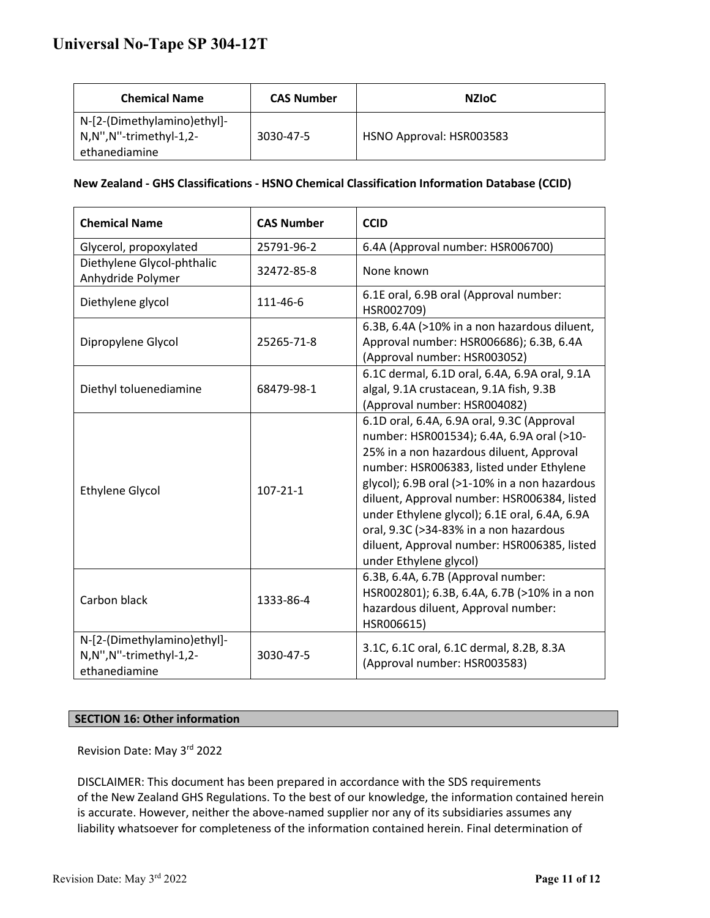| Chemical Name | CAS Number | NZIoC |
|---|---|---|
| N-[2-(Dimethylamino)ethyl]-N,N'',N''-trimethyl-1,2-ethanediamine | 3030-47-5 | HSNO Approval: HSR003583 |

**New Zealand - GHS Classifications - HSNO Chemical Classification Information Database (CCID)**

| Chemical Name | CAS Number | CCID |
|---|---|---|
| Glycerol, propoxylated | 25791-96-2 | 6.4A (Approval number: HSR006700) |
| Diethylene Glycol-phthalic Anhydride Polymer | 32472-85-8 | None known |
| Diethylene glycol | 111-46-6 | 6.1E oral, 6.9B oral (Approval number: HSR002709) |
| Dipropylene Glycol | 25265-71-8 | 6.3B, 6.4A (>10% in a non hazardous diluent, Approval number: HSR006686); 6.3B, 6.4A (Approval number: HSR003052) |
| Diethyl toluenediamine | 68479-98-1 | 6.1C dermal, 6.1D oral, 6.4A, 6.9A oral, 9.1A algal, 9.1A crustacean, 9.1A fish, 9.3B (Approval number: HSR004082) |
| Ethylene Glycol | 107-21-1 | 6.1D oral, 6.4A, 6.9A oral, 9.3C (Approval number: HSR001534); 6.4A, 6.9A oral (>10-25% in a non hazardous diluent, Approval number: HSR006383, listed under Ethylene glycol); 6.9B oral (>1-10% in a non hazardous diluent, Approval number: HSR006384, listed under Ethylene glycol); 6.1E oral, 6.4A, 6.9A oral, 9.3C (>34-83% in a non hazardous diluent, Approval number: HSR006385, listed under Ethylene glycol) |
| Carbon black | 1333-86-4 | 6.3B, 6.4A, 6.7B (Approval number: HSR002801); 6.3B, 6.4A, 6.7B (>10% in a non hazardous diluent, Approval number: HSR006615) |
| N-[2-(Dimethylamino)ethyl]-N,N'',N''-trimethyl-1,2-ethanediamine | 3030-47-5 | 3.1C, 6.1C oral, 6.1C dermal, 8.2B, 8.3A (Approval number: HSR003583) |

## SECTION 16: Other information

Revision Date: May 3rd 2022

DISCLAIMER: This document has been prepared in accordance with the SDS requirements of the New Zealand GHS Regulations. To the best of our knowledge, the information contained herein is accurate. However, neither the above-named supplier nor any of its subsidiaries assumes any liability whatsoever for completeness of the information contained herein. Final determination of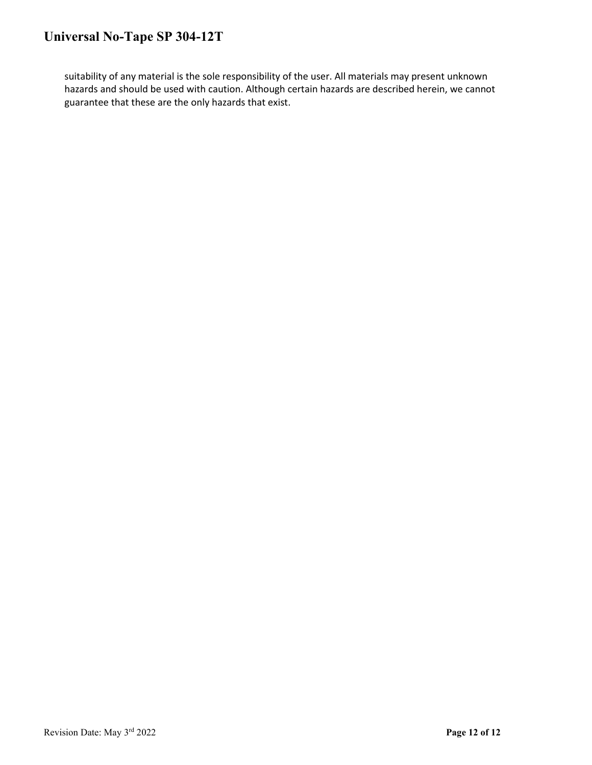suitability of any material is the sole responsibility of the user. All materials may present unknown hazards and should be used with caution. Although certain hazards are described herein, we cannot guarantee that these are the only hazards that exist.